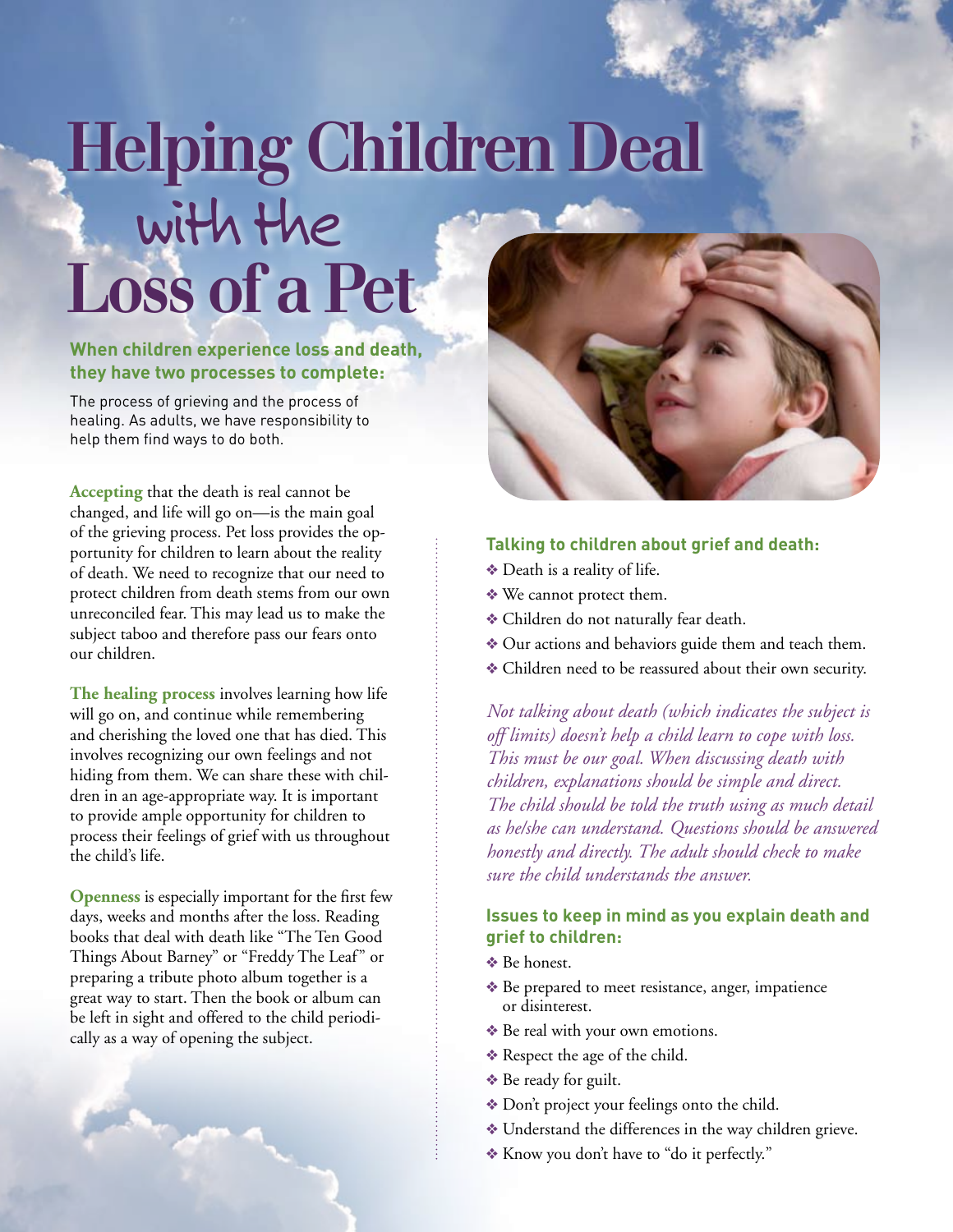# Helping Children Deal with the Loss of a Pet

**When children experience loss and death, they have two processes to complete:**

The process of grieving and the process of healing. As adults, we have responsibility to help them find ways to do both.

**Accepting** that the death is real cannot be changed, and life will go on—is the main goal of the grieving process. Pet loss provides the opportunity for children to learn about the reality of death. We need to recognize that our need to protect children from death stems from our own unreconciled fear. This may lead us to make the subject taboo and therefore pass our fears onto our children.

**The healing process** involves learning how life will go on, and continue while remembering and cherishing the loved one that has died. This involves recognizing our own feelings and not hiding from them. We can share these with children in an age-appropriate way. It is important to provide ample opportunity for children to process their feelings of grief with us throughout the child's life.

**Openness** is especially important for the first few days, weeks and months after the loss. Reading books that deal with death like "The Ten Good Things About Barney" or "Freddy The Leaf" or preparing a tribute photo album together is a great way to start. Then the book or album can be left in sight and offered to the child periodically as a way of opening the subject.

## Talking to children about grief and death:

- Death is a reality of life.
- We cannot protect them.
- Children do not naturally fear death.
- Our actions and behaviors guide them and teach them.
- Children need to be reassured about their own security.

*Not talking about death (which indicates the subject is off limits) doesn't help a child learn to cope with loss. This must be our goal. When discussing death with children, explanations should be simple and direct. The child should be told the truth using as much detail as he/she can understand. Questions should be answered honestly and directly. The adult should check to make sure the child understands the answer.*

## Issues to keep in mind as you explain death and grief to children:

- Be honest.
- Be prepared to meet resistance, anger, impatience or disinterest.
- Be real with your own emotions.
- Respect the age of the child.
- Be ready for guilt.
- Don't project your feelings onto the child.
- Understand the differences in the way children grieve.
- Know you don't have to "do it perfectly."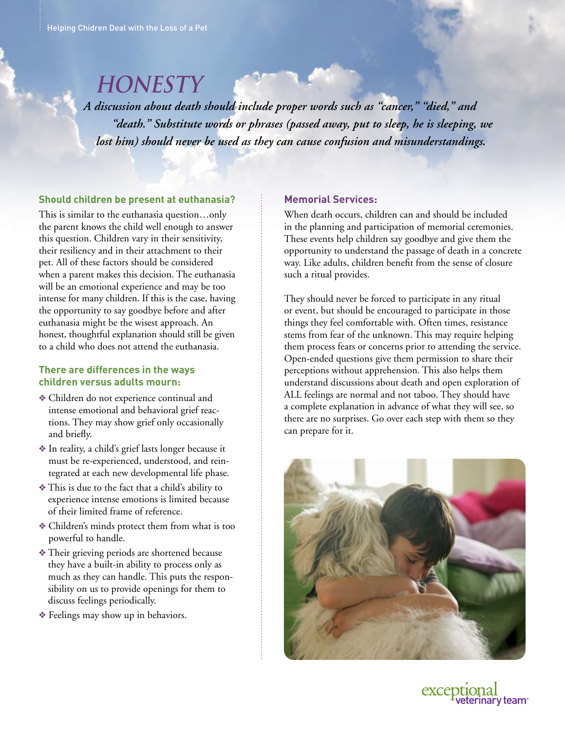# HONESTY

***A discussion about death should include proper words such as "cancer," "died," and "death." Substitute words or phrases (passed away, put to sleep, he is sleeping, we lost him) should never be used as they can cause confusion and misunderstandings.***

### Should children be present at euthanasia?

This is similar to the euthanasia question…only the parent knows the child well enough to answer this question. Children vary in their sensitivity, their resiliency and in their attachment to their pet. All of these factors should be considered when a parent makes this decision. The euthanasia will be an emotional experience and may be too intense for many children. If this is the case, having the opportunity to say goodbye before and after euthanasia might be the wisest approach. An honest, thoughtful explanation should still be given to a child who does not attend the euthanasia.

### There are differences in the ways children versus adults mourn:

- Children do not experience continual and intense emotional and behavioral grief reactions. They may show grief only occasionally and briefly.
- In reality, a child's grief lasts longer because it must be re-experienced, understood, and reintegrated at each new developmental life phase.
- This is due to the fact that a child's ability to experience intense emotions is limited because of their limited frame of reference.
- Children's minds protect them from what is too powerful to handle.
- Their grieving periods are shortened because they have a built-in ability to process only as much as they can handle. This puts the responsibility on us to provide openings for them to discuss feelings periodically.
- Feelings may show up in behaviors.

### Memorial Services:

When death occurs, children can and should be included in the planning and participation of memorial ceremonies. These events help children say goodbye and give them the opportunity to understand the passage of death in a concrete way. Like adults, children benefit from the sense of closure such a ritual provides.

They should never be forced to participate in any ritual or event, but should be encouraged to participate in those things they feel comfortable with. Often times, resistance stems from fear of the unknown. This may require helping them process fears or concerns prior to attending the service. Open-ended questions give them permission to share their perceptions without apprehension. This also helps them understand discussions about death and open exploration of ALL feelings are normal and not taboo. They should have a complete explanation in advance of what they will see, so there are no surprises. Go over each step with them so they can prepare for it.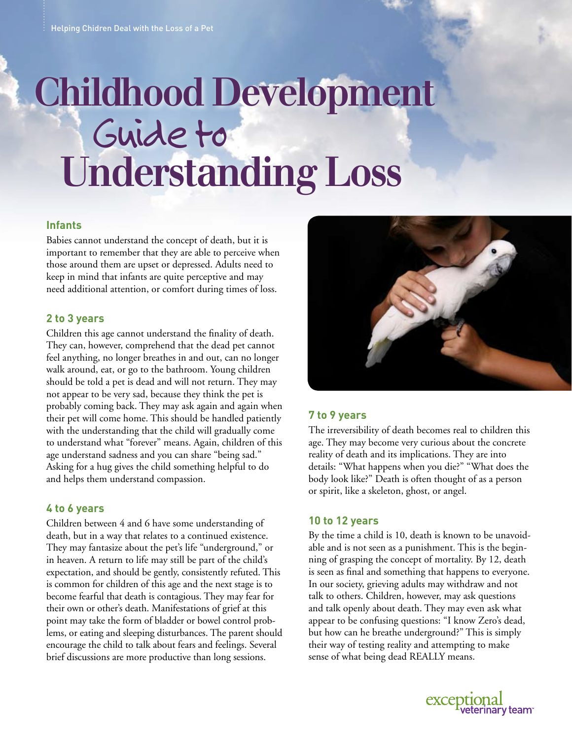# Childhood Development Guide to Understanding Loss

### Infants

Babies cannot understand the concept of death, but it is important to remember that they are able to perceive when those around them are upset or depressed. Adults need to keep in mind that infants are quite perceptive and may need additional attention, or comfort during times of loss.

### 2 to 3 years

Children this age cannot understand the finality of death. They can, however, comprehend that the dead pet cannot feel anything, no longer breathes in and out, can no longer walk around, eat, or go to the bathroom. Young children should be told a pet is dead and will not return. They may not appear to be very sad, because they think the pet is probably coming back. They may ask again and again when their pet will come home. This should be handled patiently with the understanding that the child will gradually come to understand what "forever" means. Again, children of this age understand sadness and you can share "being sad." Asking for a hug gives the child something helpful to do and helps them understand compassion.

### 4 to 6 years

Children between 4 and 6 have some understanding of death, but in a way that relates to a continued existence. They may fantasize about the pet's life "underground," or in heaven. A return to life may still be part of the child's expectation, and should be gently, consistently refuted. This is common for children of this age and the next stage is to become fearful that death is contagious. They may fear for their own or other's death. Manifestations of grief at this point may take the form of bladder or bowel control problems, or eating and sleeping disturbances. The parent should encourage the child to talk about fears and feelings. Several brief discussions are more productive than long sessions.

### 7 to 9 years

The irreversibility of death becomes real to children this age. They may become very curious about the concrete reality of death and its implications. They are into details: "What happens when you die?" "What does the body look like?" Death is often thought of as a person or spirit, like a skeleton, ghost, or angel.

### 10 to 12 years

By the time a child is 10, death is known to be unavoidable and is not seen as a punishment. This is the beginning of grasping the concept of mortality. By 12, death is seen as final and something that happens to everyone. In our society, grieving adults may withdraw and not talk to others. Children, however, may ask questions and talk openly about death. They may even ask what appear to be confusing questions: "I know Zero's dead, but how can he breathe underground?" This is simply their way of testing reality and attempting to make sense of what being dead REALLY means.